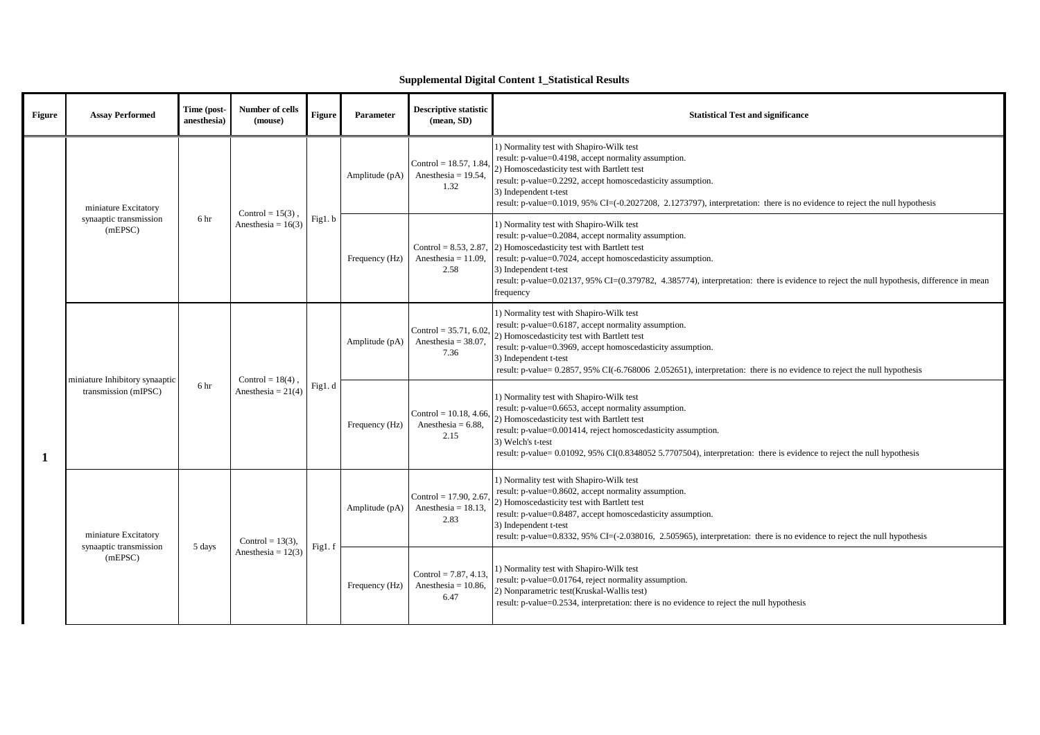**Supplemental Digital Content 1_Statistical Results**

| Figure | Assay Performed | Time (post-anesthesia) | Number of cells (mouse) | Figure | Parameter | Descriptive statistic (mean, SD) | Statistical Test and significance |
|---|---|---|---|---|---|---|---|
| 1 | miniature Excitatory synaaptic transmission (mEPSC) | 6 hr | Control = 15(3) , Anesthesia = 16(3) | Fig1. b | Amplitude (pA) | Control = 18.57, 1.84, Anesthesia = 19.54, 1.32 | 1) Normality test with Shapiro-Wilk test<br>result: p-value=0.4198, accept normality assumption.<br>2) Homoscedasticity test with Bartlett test<br>result: p-value=0.2292, accept homoscedasticity assumption.<br>3) Independent t-test<br>result: p-value=0.1019, 95% CI=(-0.2027208, 2.1273797), interpretation: there is no evidence to reject the null hypothesis |
| | | | | | Frequency (Hz) | Control = 8.53, 2.87, Anesthesia = 11.09, 2.58 | 1) Normality test with Shapiro-Wilk test<br>result: p-value=0.2084, accept normality assumption.<br>2) Homoscedasticity test with Bartlett test<br>result: p-value=0.7024, accept homoscedasticity assumption.<br>3) Independent t-test<br>result: p-value=0.02137, 95% CI=(0.379782, 4.385774), interpretation: there is evidence to reject the null hypothesis, difference in mean frequency |
| | miniature Inhibitory synaaptic transmission (mIPSC) | 6 hr | Control = 18(4) , Anesthesia = 21(4) | Fig1. d | Amplitude (pA) | Control = 35.71, 6.02, Anesthesia = 38.07, 7.36 | 1) Normality test with Shapiro-Wilk test<br>result: p-value=0.6187, accept normality assumption.<br>2) Homoscedasticity test with Bartlett test<br>result: p-value=0.3969, accept homoscedasticity assumption.<br>3) Independent t-test<br>result: p-value= 0.2857, 95% CI(-6.768006 2.052651), interpretation: there is no evidence to reject the null hypothesis |
| | | | | | Frequency (Hz) | Control = 10.18, 4.66, Anesthesia = 6.88, 2.15 | 1) Normality test with Shapiro-Wilk test<br>result: p-value=0.6653, accept normality assumption.<br>2) Homoscedasticity test with Bartlett test<br>result: p-value=0.001414, reject homoscedasticity assumption.<br>3) Welch's t-test<br>result: p-value= 0.01092, 95% CI(0.8348052 5.7707504), interpretation: there is evidence to reject the null hypothesis |
| | miniature Excitatory synaaptic transmission (mEPSC) | 5 days | Control = 13(3), Anesthesia = 12(3) | Fig1. f | Amplitude (pA) | Control = 17.90, 2.67, Anesthesia = 18.13, 2.83 | 1) Normality test with Shapiro-Wilk test<br>result: p-value=0.8602, accept normality assumption.<br>2) Homoscedasticity test with Bartlett test<br>result: p-value=0.8487, accept homoscedasticity assumption.<br>3) Independent t-test<br>result: p-value=0.8332, 95% CI=(-2.038016, 2.505965), interpretation: there is no evidence to reject the null hypothesis |
| | | | | | Frequency (Hz) | Control = 7.87, 4.13, Anesthesia = 10.86, 6.47 | 1) Normality test with Shapiro-Wilk test<br>result: p-value=0.01764, reject normality assumption.<br>2) Nonparametric test(Kruskal-Wallis test)<br>result: p-value=0.2534, interpretation: there is no evidence to reject the null hypothesis |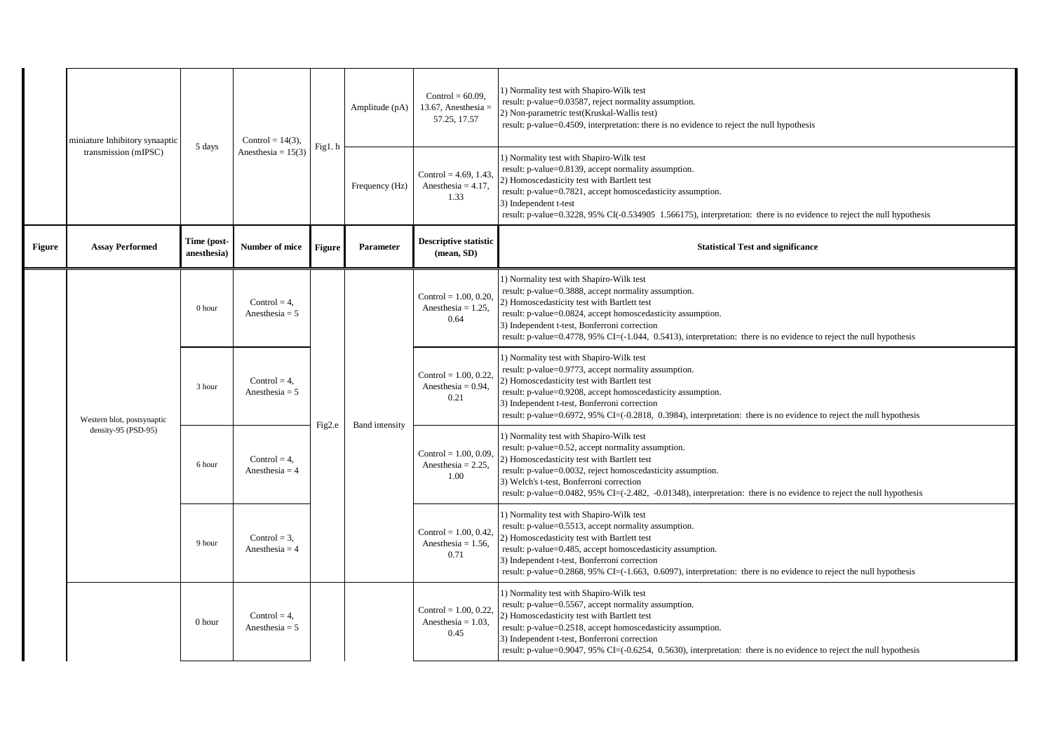| Figure | Assay Performed | Time (post-anesthesia) | Number of mice | Figure | Parameter | Descriptive statistic (mean, SD) | Statistical Test and significance |
|---|---|---|---|---|---|---|---|
| | miniature Inhibitory synaaptic transmission (mIPSC) | 5 days | Control = 14(3), Anesthesia = 15(3) | Fig1. h | Amplitude (pA) | Control = 60.09, 13.67, Anesthesia = 57.25, 17.57 | 1) Normality test with Shapiro-Wilk test<br>result: p-value=0.03587, reject normality assumption.<br>2) Non-parametric test(Kruskal-Wallis test)<br>result: p-value=0.4509, interpretation: there is no evidence to reject the null hypothesis |
| | | | | | Frequency (Hz) | Control = 4.69, 1.43, Anesthesia = 4.17, 1.33 | 1) Normality test with Shapiro-Wilk test<br>result: p-value=0.8139, accept normality assumption.<br>2) Homoscedasticity test with Bartlett test<br>result: p-value=0.7821, accept homoscedasticity assumption.<br>3) Independent t-test<br>result: p-value=0.3228, 95% CI(-0.534905 1.566175), interpretation: there is no evidence to reject the null hypothesis |
| **Figure** | **Assay Performed** | **Time (post-anesthesia)** | **Number of mice** | **Figure** | **Parameter** | **Descriptive statistic (mean, SD)** | **Statistical Test and significance** |
| | Western blot, postsynaptic density-95 (PSD-95) | 0 hour | Control = 4, Anesthesia = 5 | Fig2.e | Band intensity | Control = 1.00, 0.20, Anesthesia = 1.25, 0.64 | 1) Normality test with Shapiro-Wilk test<br>result: p-value=0.3888, accept normality assumption.<br>2) Homoscedasticity test with Bartlett test<br>result: p-value=0.0824, accept homoscedasticity assumption.<br>3) Independent t-test, Bonferroni correction<br>result: p-value=0.4778, 95% CI=(-1.044, 0.5413), interpretation: there is no evidence to reject the null hypothesis |
| | | 3 hour | Control = 4, Anesthesia = 5 | | | Control = 1.00, 0.22, Anesthesia = 0.94, 0.21 | 1) Normality test with Shapiro-Wilk test<br>result: p-value=0.9773, accept normality assumption.<br>2) Homoscedasticity test with Bartlett test<br>result: p-value=0.9208, accept homoscedasticity assumption.<br>3) Independent t-test, Bonferroni correction<br>result: p-value=0.6972, 95% CI=(-0.2818, 0.3984), interpretation: there is no evidence to reject the null hypothesis |
| | | 6 hour | Control = 4, Anesthesia = 4 | | | Control = 1.00, 0.09, Anesthesia = 2.25, 1.00 | 1) Normality test with Shapiro-Wilk test<br>result: p-value=0.52, accept normality assumption.<br>2) Homoscedasticity test with Bartlett test<br>result: p-value=0.0032, reject homoscedasticity assumption.<br>3) Welch's t-test, Bonferroni correction<br>result: p-value=0.0482, 95% CI=(-2.482, -0.01348), interpretation: there is no evidence to reject the null hypothesis |
| | | 9 hour | Control = 3, Anesthesia = 4 | | | Control = 1.00, 0.42, Anesthesia = 1.56, 0.71 | 1) Normality test with Shapiro-Wilk test<br>result: p-value=0.5513, accept normality assumption.<br>2) Homoscedasticity test with Bartlett test<br>result: p-value=0.485, accept homoscedasticity assumption.<br>3) Independent t-test, Bonferroni correction<br>result: p-value=0.2868, 95% CI=(-1.663, 0.6097), interpretation: there is no evidence to reject the null hypothesis |
| | | 0 hour | Control = 4, Anesthesia = 5 | | | Control = 1.00, 0.22, Anesthesia = 1.03, 0.45 | 1) Normality test with Shapiro-Wilk test<br>result: p-value=0.5567, accept normality assumption.<br>2) Homoscedasticity test with Bartlett test<br>result: p-value=0.2518, accept homoscedasticity assumption.<br>3) Independent t-test, Bonferroni correction<br>result: p-value=0.9047, 95% CI=(-0.6254, 0.5630), interpretation: there is no evidence to reject the null hypothesis |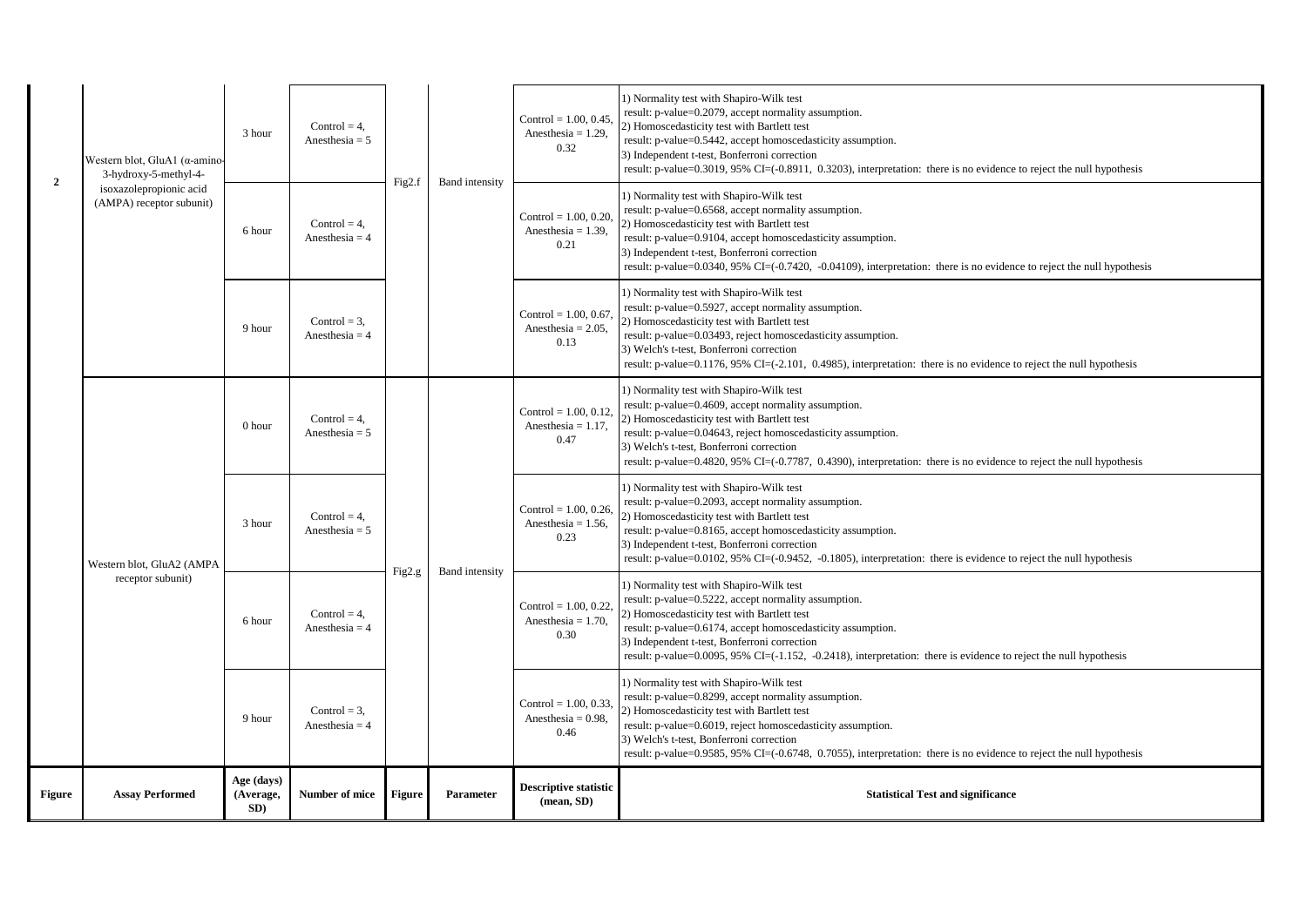| Figure | Assay Performed | Age (days) (Average, SD) | Number of mice | Figure | Parameter | Descriptive statistic (mean, SD) | Statistical Test and significance |
|---|---|---|---|---|---|---|---|
| 2 | Western blot, GluA1 (α-amino-3-hydroxy-5-methyl-4-isoxazolepropionic acid (AMPA) receptor subunit) | 3 hour | Control = 4, Anesthesia = 5 | Fig2.f | Band intensity | Control = 1.00, 0.45, Anesthesia = 1.29, 0.32 | 1) Normality test with Shapiro-Wilk test result: p-value=0.2079, accept normality assumption. 2) Homoscedasticity test with Bartlett test result: p-value=0.5442, accept homoscedasticity assumption. 3) Independent t-test, Bonferroni correction result: p-value=0.3019, 95% CI=(-0.8911, 0.3203), interpretation: there is no evidence to reject the null hypothesis |
| | | 6 hour | Control = 4, Anesthesia = 4 | | | Control = 1.00, 0.20, Anesthesia = 1.39, 0.21 | 1) Normality test with Shapiro-Wilk test result: p-value=0.6568, accept normality assumption. 2) Homoscedasticity test with Bartlett test result: p-value=0.9104, accept homoscedasticity assumption. 3) Independent t-test, Bonferroni correction result: p-value=0.0340, 95% CI=(-0.7420, -0.04109), interpretation: there is no evidence to reject the null hypothesis |
| | | 9 hour | Control = 3, Anesthesia = 4 | | | Control = 1.00, 0.67, Anesthesia = 2.05, 0.13 | 1) Normality test with Shapiro-Wilk test result: p-value=0.5927, accept normality assumption. 2) Homoscedasticity test with Bartlett test result: p-value=0.03493, reject homoscedasticity assumption. 3) Welch's t-test, Bonferroni correction result: p-value=0.1176, 95% CI=(-2.101, 0.4985), interpretation: there is no evidence to reject the null hypothesis |
| | Western blot, GluA2 (AMPA receptor subunit) | 0 hour | Control = 4, Anesthesia = 5 | Fig2.g | Band intensity | Control = 1.00, 0.12, Anesthesia = 1.17, 0.47 | 1) Normality test with Shapiro-Wilk test result: p-value=0.4609, accept normality assumption. 2) Homoscedasticity test with Bartlett test result: p-value=0.04643, reject homoscedasticity assumption. 3) Welch's t-test, Bonferroni correction result: p-value=0.4820, 95% CI=(-0.7787, 0.4390), interpretation: there is no evidence to reject the null hypothesis |
| | | 3 hour | Control = 4, Anesthesia = 5 | | | Control = 1.00, 0.26, Anesthesia = 1.56, 0.23 | 1) Normality test with Shapiro-Wilk test result: p-value=0.2093, accept normality assumption. 2) Homoscedasticity test with Bartlett test result: p-value=0.8165, accept homoscedasticity assumption. 3) Independent t-test, Bonferroni correction result: p-value=0.0102, 95% CI=(-0.9452, -0.1805), interpretation: there is evidence to reject the null hypothesis |
| | | 6 hour | Control = 4, Anesthesia = 4 | | | Control = 1.00, 0.22, Anesthesia = 1.70, 0.30 | 1) Normality test with Shapiro-Wilk test result: p-value=0.5222, accept normality assumption. 2) Homoscedasticity test with Bartlett test result: p-value=0.6174, accept homoscedasticity assumption. 3) Independent t-test, Bonferroni correction result: p-value=0.0095, 95% CI=(-1.152, -0.2418), interpretation: there is evidence to reject the null hypothesis |
| | | 9 hour | Control = 3, Anesthesia = 4 | | | Control = 1.00, 0.33, Anesthesia = 0.98, 0.46 | 1) Normality test with Shapiro-Wilk test result: p-value=0.8299, accept normality assumption. 2) Homoscedasticity test with Bartlett test result: p-value=0.6019, reject homoscedasticity assumption. 3) Welch's t-test, Bonferroni correction result: p-value=0.9585, 95% CI=(-0.6748, 0.7055), interpretation: there is no evidence to reject the null hypothesis |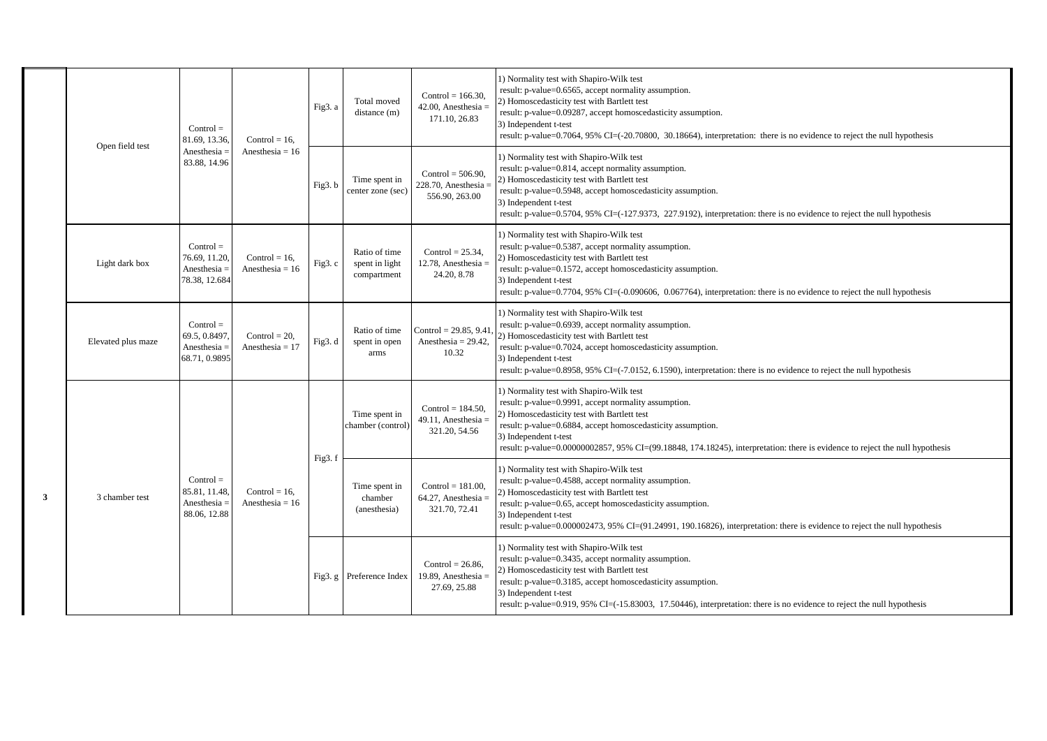| | | | | | | | |
|---|---|---|---|---|---|---|---|
| | Open field test | Control = 81.69, 13.36, Anesthesia = 83.88, 14.96 | Control = 16, Anesthesia = 16 | Fig3. a | Total moved distance (m) | Control = 166.30, 42.00, Anesthesia = 171.10, 26.83 | 1) Normality test with Shapiro-Wilk test<br>result: p-value=0.6565, accept normality assumption.<br>2) Homoscedasticity test with Bartlett test<br>result: p-value=0.09287, accept homoscedasticity assumption.<br>3) Independent t-test<br>result: p-value=0.7064, 95% CI=(-20.70800, 30.18664), interpretation: there is no evidence to reject the null hypothesis |
| | | | | Fig3. b | Time spent in center zone (sec) | Control = 506.90, 228.70, Anesthesia = 556.90, 263.00 | 1) Normality test with Shapiro-Wilk test<br>result: p-value=0.814, accept normality assumption.<br>2) Homoscedasticity test with Bartlett test<br>result: p-value=0.5948, accept homoscedasticity assumption.<br>3) Independent t-test<br>result: p-value=0.5704, 95% CI=(-127.9373, 227.9192), interpretation: there is no evidence to reject the null hypothesis |
| | Light dark box | Control = 76.69, 11.20, Anesthesia = 78.38, 12.684 | Control = 16, Anesthesia = 16 | Fig3. c | Ratio of time spent in light compartment | Control = 25.34, 12.78, Anesthesia = 24.20, 8.78 | 1) Normality test with Shapiro-Wilk test<br>result: p-value=0.5387, accept normality assumption.<br>2) Homoscedasticity test with Bartlett test<br>result: p-value=0.1572, accept homoscedasticity assumption.<br>3) Independent t-test<br>result: p-value=0.7704, 95% CI=(-0.090606, 0.067764), interpretation: there is no evidence to reject the null hypothesis |
| | Elevated plus maze | Control = 69.5, 0.8497, Anesthesia = 68.71, 0.9895 | Control = 20, Anesthesia = 17 | Fig3. d | Ratio of time spent in open arms | Control = 29.85, 9.41, Anesthesia = 29.42, 10.32 | 1) Normality test with Shapiro-Wilk test<br>result: p-value=0.6939, accept normality assumption.<br>2) Homoscedasticity test with Bartlett test<br>result: p-value=0.7024, accept homoscedasticity assumption.<br>3) Independent t-test<br>result: p-value=0.8958, 95% CI=(-7.0152, 6.1590), interpretation: there is no evidence to reject the null hypothesis |
| 3 | 3 chamber test | Control = 85.81, 11.48, Anesthesia = 88.06, 12.88 | Control = 16, Anesthesia = 16 | Fig3. f | Time spent in chamber (control) | Control = 184.50, 49.11, Anesthesia = 321.20, 54.56 | 1) Normality test with Shapiro-Wilk test<br>result: p-value=0.9991, accept normality assumption.<br>2) Homoscedasticity test with Bartlett test<br>result: p-value=0.6884, accept homoscedasticity assumption.<br>3) Independent t-test<br>result: p-value=0.00000002857, 95% CI=(99.18848, 174.18245), interpretation: there is evidence to reject the null hypothesis |
| | | | | | Time spent in chamber (anesthesia) | Control = 181.00, 64.27, Anesthesia = 321.70, 72.41 | 1) Normality test with Shapiro-Wilk test<br>result: p-value=0.4588, accept normality assumption.<br>2) Homoscedasticity test with Bartlett test<br>result: p-value=0.65, accept homoscedasticity assumption.<br>3) Independent t-test<br>result: p-value=0.000002473, 95% CI=(91.24991, 190.16826), interpretation: there is evidence to reject the null hypothesis |
| | | | | Fig3. g | Preference Index | Control = 26.86, 19.89, Anesthesia = 27.69, 25.88 | 1) Normality test with Shapiro-Wilk test<br>result: p-value=0.3435, accept normality assumption.<br>2) Homoscedasticity test with Bartlett test<br>result: p-value=0.3185, accept homoscedasticity assumption.<br>3) Independent t-test<br>result: p-value=0.919, 95% CI=(-15.83003, 17.50446), interpretation: there is no evidence to reject the null hypothesis |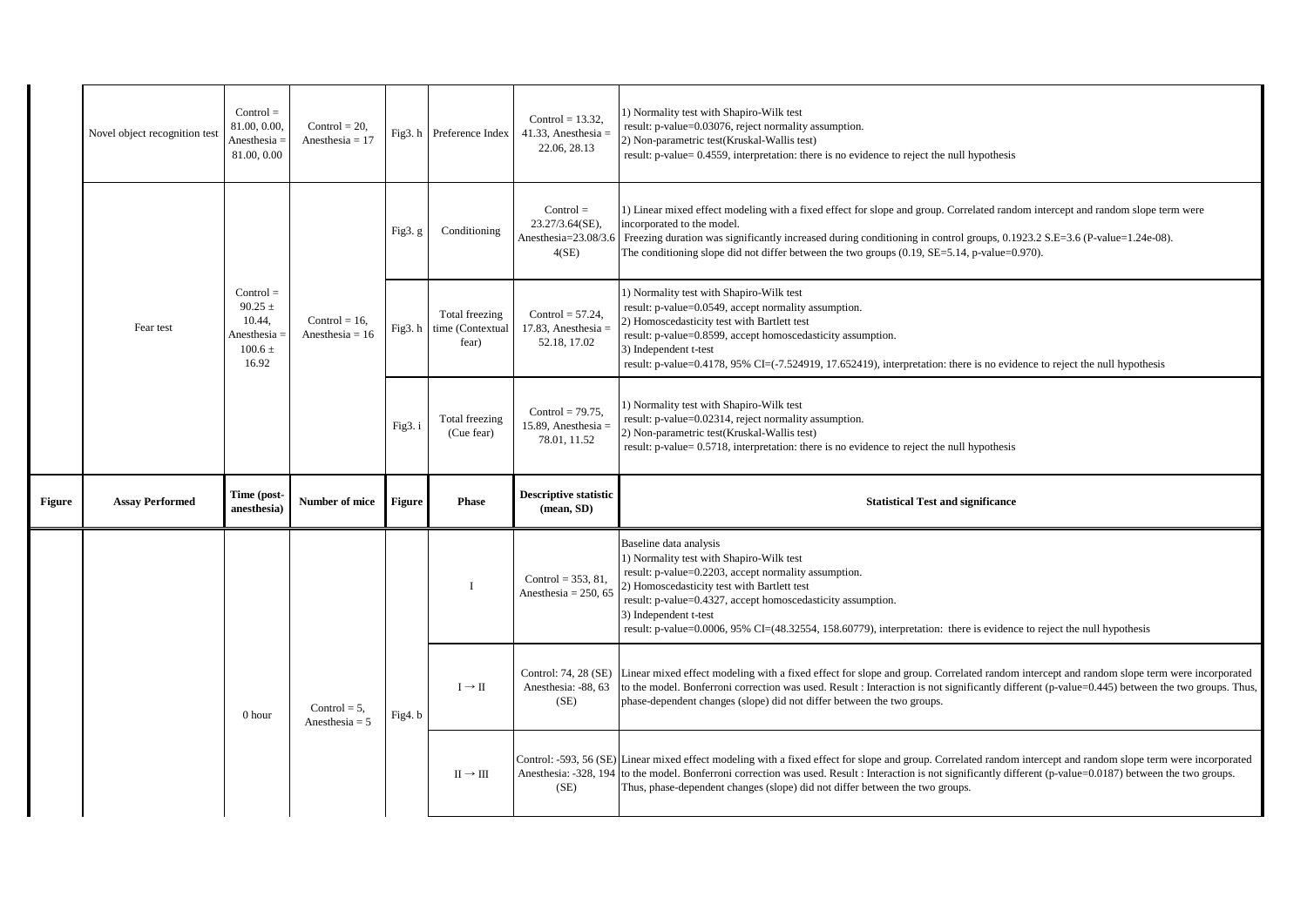|  | Novel object recognition test | Control = 81.00, 0.00, Anesthesia = 81.00, 0.00 | Control = 20, Anesthesia = 17 | Fig3. h | Preference Index | Control = 13.32, 41.33, Anesthesia = 22.06, 28.13 | 1) Normality test with Shapiro-Wilk test<br>result: p-value=0.03076, reject normality assumption.<br>2) Non-parametric test(Kruskal-Wallis test)<br>result: p-value= 0.4559, interpretation: there is no evidence to reject the null hypothesis |
|---|---|---|---|---|---|---|---|
|  | Fear test | Control = 90.25 ± 10.44, Anesthesia = 100.6 ± 16.92 | Control = 16, Anesthesia = 16 | Fig3. g | Conditioning | Control = 23.27/3.64(SE), Anesthesia=23.08/3.64(SE) | 1) Linear mixed effect modeling with a fixed effect for slope and group. Correlated random intercept and random slope term were incorporated to the model.<br>Freezing duration was significantly increased during conditioning in control groups, 0.1923.2 S.E=3.6 (P-value=1.24e-08).<br>The conditioning slope did not differ between the two groups (0.19, SE=5.14, p-value=0.970). |
|  |  |  |  | Fig3. h | Total freezing time (Contextual fear) | Control = 57.24, 17.83, Anesthesia = 52.18, 17.02 | 1) Normality test with Shapiro-Wilk test<br>result: p-value=0.0549, accept normality assumption.<br>2) Homoscedasticity test with Bartlett test<br>result: p-value=0.8599, accept homoscedasticity assumption.<br>3) Independent t-test<br>result: p-value=0.4178, 95% CI=(-7.524919, 17.652419), interpretation: there is no evidence to reject the null hypothesis |
|  |  |  |  | Fig3. i | Total freezing (Cue fear) | Control = 79.75, 15.89, Anesthesia = 78.01, 11.52 | 1) Normality test with Shapiro-Wilk test<br>result: p-value=0.02314, reject normality assumption.<br>2) Non-parametric test(Kruskal-Wallis test)<br>result: p-value= 0.5718, interpretation: there is no evidence to reject the null hypothesis |
| **Figure** | **Assay Performed** | **Time (post-anesthesia)** | **Number of mice** | **Figure** | **Phase** | **Descriptive statistic (mean, SD)** | **Statistical Test and significance** |
|  |  | 0 hour | Control = 5, Anesthesia = 5 | Fig4. b | I | Control = 353, 81, Anesthesia = 250, 65 | Baseline data analysis<br>1) Normality test with Shapiro-Wilk test<br>result: p-value=0.2203, accept normality assumption.<br>2) Homoscedasticity test with Bartlett test<br>result: p-value=0.4327, accept homoscedasticity assumption.<br>3) Independent t-test<br>result: p-value=0.0006, 95% CI=(48.32554, 158.60779), interpretation: there is evidence to reject the null hypothesis |
|  |  |  |  |  | I → II | Control: 74, 28 (SE) Anesthesia: -88, 63 (SE) | Linear mixed effect modeling with a fixed effect for slope and group. Correlated random intercept and random slope term were incorporated to the model. Bonferroni correction was used. Result : Interaction is not significantly different (p-value=0.445) between the two groups. Thus, phase-dependent changes (slope) did not differ between the two groups. |
|  |  |  |  |  | II → III | Control: -593, 56 (SE) Anesthesia: -328, 194 (SE) | Linear mixed effect modeling with a fixed effect for slope and group. Correlated random intercept and random slope term were incorporated to the model. Bonferroni correction was used. Result : Interaction is not significantly different (p-value=0.0187) between the two groups. Thus, phase-dependent changes (slope) did not differ between the two groups. |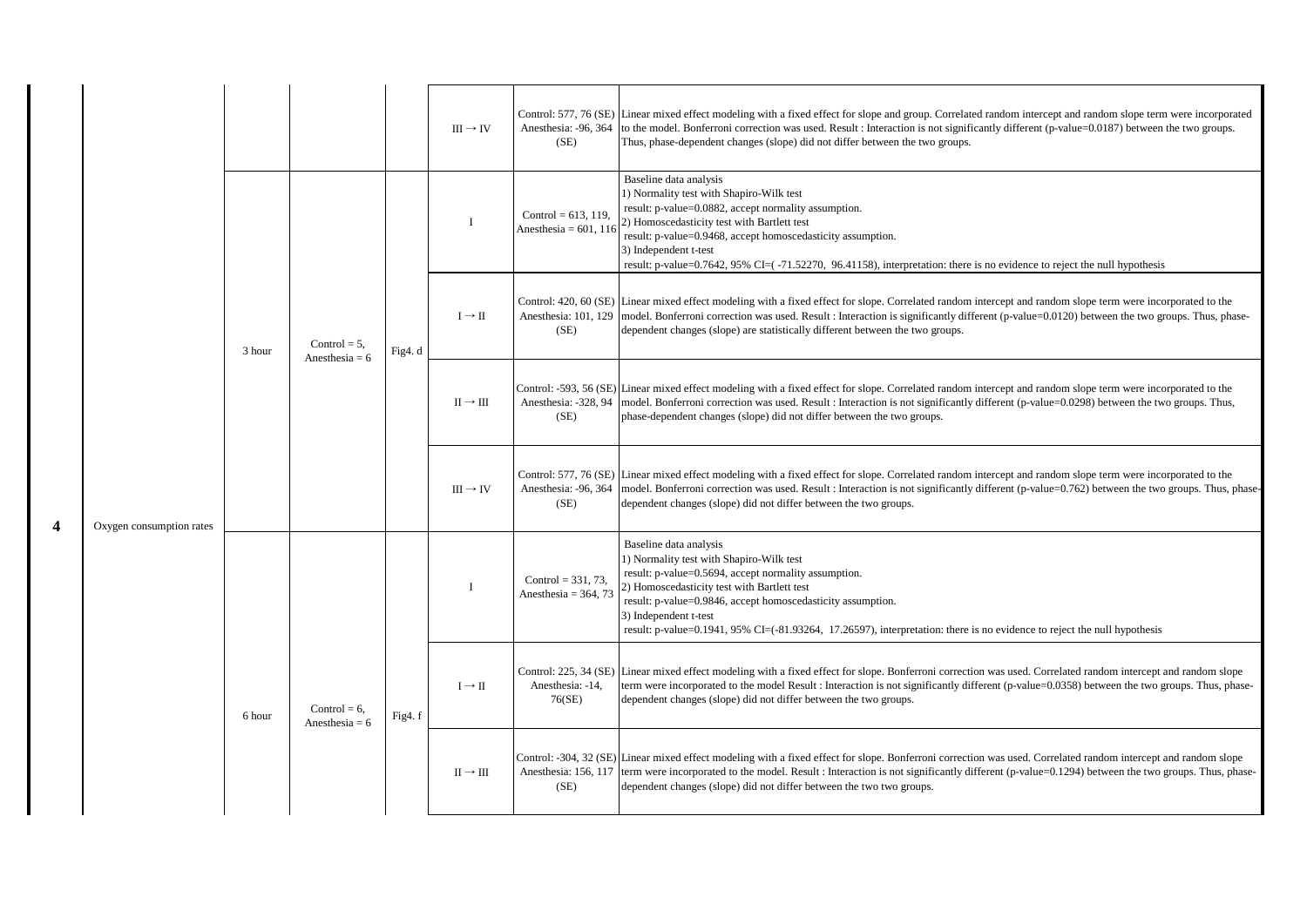| | | | | | | |
|---|---|---|---|---|---|---|
| | | | | III → IV | Control: 577, 76 (SE) Anesthesia: -96, 364 (SE) | Linear mixed effect modeling with a fixed effect for slope and group. Correlated random intercept and random slope term were incorporated to the model. Bonferroni correction was used. Result : Interaction is not significantly different (p-value=0.0187) between the two groups. Thus, phase-dependent changes (slope) did not differ between the two groups. |
| 4 | Oxygen consumption rates | 3 hour | Control = 5, Anesthesia = 6 | Fig4. d | I | Control = 613, 119, Anesthesia = 601, 116 | Baseline data analysis<br>1) Normality test with Shapiro-Wilk test<br>result: p-value=0.0882, accept normality assumption.<br>2) Homoscedasticity test with Bartlett test<br>result: p-value=0.9468, accept homoscedasticity assumption.<br>3) Independent t-test<br>result: p-value=0.7642, 95% CI=( -71.52270, 96.41158), interpretation: there is no evidence to reject the null hypothesis |
| | | | | | I → II | Control: 420, 60 (SE) Anesthesia: 101, 129 (SE) | Linear mixed effect modeling with a fixed effect for slope. Correlated random intercept and random slope term were incorporated to the model. Bonferroni correction was used. Result : Interaction is significantly different (p-value=0.0120) between the two groups. Thus, phase-dependent changes (slope) are statistically different between the two groups. |
| | | | | | II → III | Control: -593, 56 (SE) Anesthesia: -328, 94 (SE) | Linear mixed effect modeling with a fixed effect for slope. Correlated random intercept and random slope term were incorporated to the model. Bonferroni correction was used. Result : Interaction is not significantly different (p-value=0.0298) between the two groups. Thus, phase-dependent changes (slope) did not differ between the two groups. |
| | | | | | III → IV | Control: 577, 76 (SE) Anesthesia: -96, 364 (SE) | Linear mixed effect modeling with a fixed effect for slope. Correlated random intercept and random slope term were incorporated to the model. Bonferroni correction was used. Result : Interaction is not significantly different (p-value=0.762) between the two groups. Thus, phase-dependent changes (slope) did not differ between the two groups. |
| | | 6 hour | Control = 6, Anesthesia = 6 | Fig4. f | I | Control = 331, 73, Anesthesia = 364, 73 | Baseline data analysis<br>1) Normality test with Shapiro-Wilk test<br>result: p-value=0.5694, accept normality assumption.<br>2) Homoscedasticity test with Bartlett test<br>result: p-value=0.9846, accept homoscedasticity assumption.<br>3) Independent t-test<br>result: p-value=0.1941, 95% CI=(-81.93264, 17.26597), interpretation: there is no evidence to reject the null hypothesis |
| | | | | | I → II | Control: 225, 34 (SE) Anesthesia: -14, 76(SE) | Linear mixed effect modeling with a fixed effect for slope. Bonferroni correction was used. Correlated random intercept and random slope term were incorporated to the model Result : Interaction is not significantly different (p-value=0.0358) between the two groups. Thus, phase-dependent changes (slope) did not differ between the two groups. |
| | | | | | II → III | Control: -304, 32 (SE) Anesthesia: 156, 117 (SE) | Linear mixed effect modeling with a fixed effect for slope. Bonferroni correction was used. Correlated random intercept and random slope term were incorporated to the model. Result : Interaction is not significantly different (p-value=0.1294) between the two groups. Thus, phase-dependent changes (slope) did not differ between the two two groups. |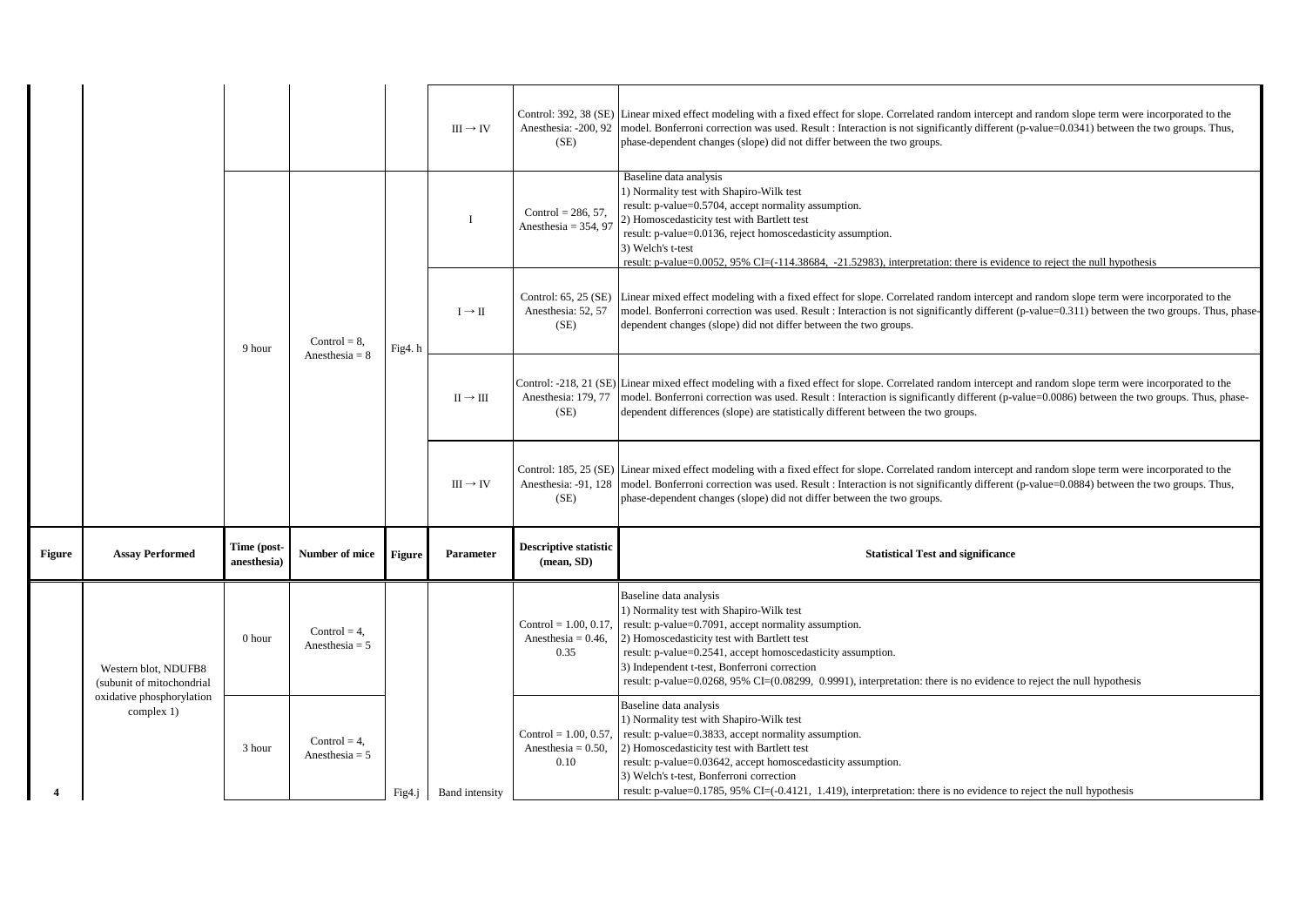|  |  |  |  |  | III → IV | Control: 392, 38 (SE) Anesthesia: -200, 92 (SE) | Linear mixed effect modeling with a fixed effect for slope. Correlated random intercept and random slope term were incorporated to the model. Bonferroni correction was used. Result : Interaction is not significantly different (p-value=0.0341) between the two groups. Thus, phase-dependent changes (slope) did not differ between the two groups. |
|---|---|---|---|---|---|---|---|
|  |  | 9 hour | Control = 8, Anesthesia = 8 | Fig4. h | I | Control = 286, 57, Anesthesia = 354, 97 | Baseline data analysis<br>1) Normality test with Shapiro-Wilk test<br>result: p-value=0.5704, accept normality assumption.<br>2) Homoscedasticity test with Bartlett test<br>result: p-value=0.0136, reject homoscedasticity assumption.<br>3) Welch's t-test<br>result: p-value=0.0052, 95% CI=(-114.38684, -21.52983), interpretation: there is evidence to reject the null hypothesis |
|  |  |  |  |  | I → II | Control: 65, 25 (SE) Anesthesia: 52, 57 (SE) | Linear mixed effect modeling with a fixed effect for slope. Correlated random intercept and random slope term were incorporated to the model. Bonferroni correction was used. Result : Interaction is not significantly different (p-value=0.311) between the two groups. Thus, phase-dependent changes (slope) did not differ between the two groups. |
|  |  |  |  |  | II → III | Control: -218, 21 (SE) Anesthesia: 179, 77 (SE) | Linear mixed effect modeling with a fixed effect for slope. Correlated random intercept and random slope term were incorporated to the model. Bonferroni correction was used. Result : Interaction is significantly different (p-value=0.0086) between the two groups. Thus, phase-dependent differences (slope) are statistically different between the two groups. |
|  |  |  |  |  | III → IV | Control: 185, 25 (SE) Anesthesia: -91, 128 (SE) | Linear mixed effect modeling with a fixed effect for slope. Correlated random intercept and random slope term were incorporated to the model. Bonferroni correction was used. Result : Interaction is not significantly different (p-value=0.0884) between the two groups. Thus, phase-dependent changes (slope) did not differ between the two groups. |
| **Figure** | **Assay Performed** | **Time (post-anesthesia)** | **Number of mice** | **Figure** | **Parameter** | **Descriptive statistic (mean, SD)** | **Statistical Test and significance** |
| 4 | Western blot, NDUFB8 (subunit of mitochondrial oxidative phosphorylation complex 1) | 0 hour | Control = 4, Anesthesia = 5 | Fig4.j | Band intensity | Control = 1.00, 0.17, Anesthesia = 0.46, 0.35 | Baseline data analysis<br>1) Normality test with Shapiro-Wilk test<br>result: p-value=0.7091, accept normality assumption.<br>2) Homoscedasticity test with Bartlett test<br>result: p-value=0.2541, accept homoscedasticity assumption.<br>3) Independent t-test, Bonferroni correction<br>result: p-value=0.0268, 95% CI=(0.08299, 0.9991), interpretation: there is no evidence to reject the null hypothesis |
|  |  | 3 hour | Control = 4, Anesthesia = 5 |  |  | Control = 1.00, 0.57, Anesthesia = 0.50, 0.10 | Baseline data analysis<br>1) Normality test with Shapiro-Wilk test<br>result: p-value=0.3833, accept normality assumption.<br>2) Homoscedasticity test with Bartlett test<br>result: p-value=0.03642, accept homoscedasticity assumption.<br>3) Welch's t-test, Bonferroni correction<br>result: p-value=0.1785, 95% CI=(-0.4121, 1.419), interpretation: there is no evidence to reject the null hypothesis |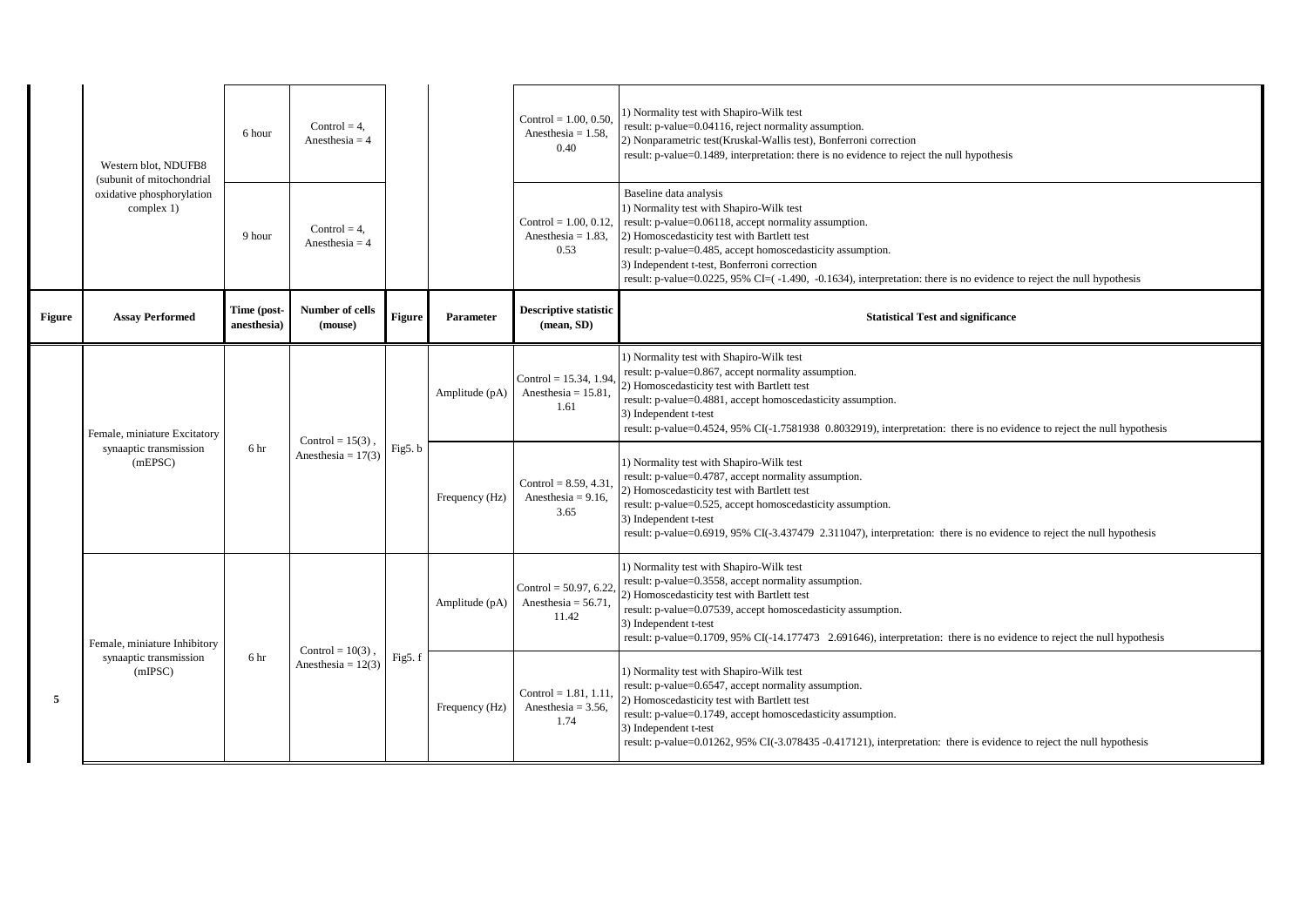| Figure | Assay Performed | Time (post-anesthesia) | Number of cells (mouse) | Figure | Parameter | Descriptive statistic (mean, SD) | Statistical Test and significance |
|---|---|---|---|---|---|---|---|
| | Western blot, NDUFB8 (subunit of mitochondrial oxidative phosphorylation complex 1) | 6 hour | Control = 4, Anesthesia = 4 | | | Control = 1.00, 0.50, Anesthesia = 1.58, 0.40 | 1) Normality test with Shapiro-Wilk test<br>result: p-value=0.04116, reject normality assumption.<br>2) Nonparametric test(Kruskal-Wallis test), Bonferroni correction<br>result: p-value=0.1489, interpretation: there is no evidence to reject the null hypothesis |
| | | 9 hour | Control = 4, Anesthesia = 4 | | | Control = 1.00, 0.12, Anesthesia = 1.83, 0.53 | Baseline data analysis<br>1) Normality test with Shapiro-Wilk test<br>result: p-value=0.06118, accept normality assumption.<br>2) Homoscedasticity test with Bartlett test<br>result: p-value=0.485, accept homoscedasticity assumption.<br>3) Independent t-test, Bonferroni correction<br>result: p-value=0.0225, 95% CI=( -1.490, -0.1634), interpretation: there is no evidence to reject the null hypothesis |
| **Figure** | **Assay Performed** | **Time (post-anesthesia)** | **Number of cells (mouse)** | **Figure** | **Parameter** | **Descriptive statistic (mean, SD)** | **Statistical Test and significance** |
| 5 | Female, miniature Excitatory synaaptic transmission (mEPSC) | 6 hr | Control = 15(3) , Anesthesia = 17(3) | Fig5. b | Amplitude (pA) | Control = 15.34, 1.94, Anesthesia = 15.81, 1.61 | 1) Normality test with Shapiro-Wilk test<br>result: p-value=0.867, accept normality assumption.<br>2) Homoscedasticity test with Bartlett test<br>result: p-value=0.4881, accept homoscedasticity assumption.<br>3) Independent t-test<br>result: p-value=0.4524, 95% CI(-1.7581938 0.8032919), interpretation: there is no evidence to reject the null hypothesis |
| | | | | | Frequency (Hz) | Control = 8.59, 4.31, Anesthesia = 9.16, 3.65 | 1) Normality test with Shapiro-Wilk test<br>result: p-value=0.4787, accept normality assumption.<br>2) Homoscedasticity test with Bartlett test<br>result: p-value=0.525, accept homoscedasticity assumption.<br>3) Independent t-test<br>result: p-value=0.6919, 95% CI(-3.437479 2.311047), interpretation: there is no evidence to reject the null hypothesis |
| | Female, miniature Inhibitory synaaptic transmission (mIPSC) | 6 hr | Control = 10(3) , Anesthesia = 12(3) | Fig5. f | Amplitude (pA) | Control = 50.97, 6.22, Anesthesia = 56.71, 11.42 | 1) Normality test with Shapiro-Wilk test<br>result: p-value=0.3558, accept normality assumption.<br>2) Homoscedasticity test with Bartlett test<br>result: p-value=0.07539, accept homoscedasticity assumption.<br>3) Independent t-test<br>result: p-value=0.1709, 95% CI(-14.177473 2.691646), interpretation: there is no evidence to reject the null hypothesis |
| | | | | | Frequency (Hz) | Control = 1.81, 1.11, Anesthesia = 3.56, 1.74 | 1) Normality test with Shapiro-Wilk test<br>result: p-value=0.6547, accept normality assumption.<br>2) Homoscedasticity test with Bartlett test<br>result: p-value=0.1749, accept homoscedasticity assumption.<br>3) Independent t-test<br>result: p-value=0.01262, 95% CI(-3.078435 -0.417121), interpretation: there is evidence to reject the null hypothesis |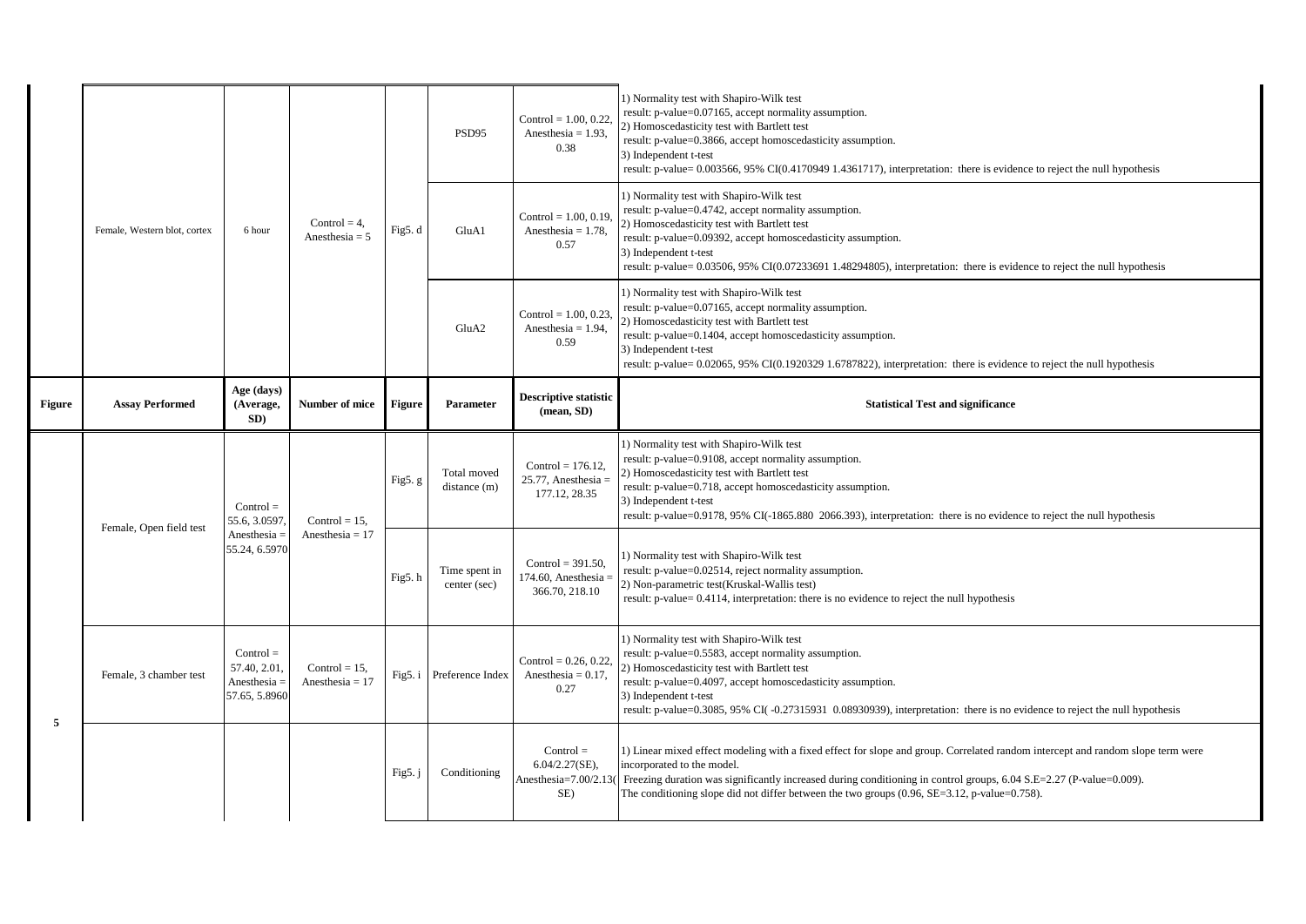| Figure | Assay Performed | Age (days) (Average, SD) | Number of mice | Figure | Parameter | Descriptive statistic (mean, SD) | Statistical Test and significance |
|---|---|---|---|---|---|---|---|
| | Female, Western blot, cortex | 6 hour | Control = 4, Anesthesia = 5 | Fig5. d | PSD95 | Control = 1.00, 0.22, Anesthesia = 1.93, 0.38 | 1) Normality test with Shapiro-Wilk test result: p-value=0.07165, accept normality assumption. 2) Homoscedasticity test with Bartlett test result: p-value=0.3866, accept homoscedasticity assumption. 3) Independent t-test result: p-value= 0.003566, 95% CI(0.4170949 1.4361717), interpretation: there is evidence to reject the null hypothesis |
| | | | | | GluA1 | Control = 1.00, 0.19, Anesthesia = 1.78, 0.57 | 1) Normality test with Shapiro-Wilk test result: p-value=0.4742, accept normality assumption. 2) Homoscedasticity test with Bartlett test result: p-value=0.09392, accept homoscedasticity assumption. 3) Independent t-test result: p-value= 0.03506, 95% CI(0.07233691 1.48294805), interpretation: there is evidence to reject the null hypothesis |
| | | | | | GluA2 | Control = 1.00, 0.23, Anesthesia = 1.94, 0.59 | 1) Normality test with Shapiro-Wilk test result: p-value=0.07165, accept normality assumption. 2) Homoscedasticity test with Bartlett test result: p-value=0.1404, accept homoscedasticity assumption. 3) Independent t-test result: p-value= 0.02065, 95% CI(0.1920329 1.6787822), interpretation: there is evidence to reject the null hypothesis |
| 5 | Female, Open field test | Control = 55.6, 3.0597, Anesthesia = 55.24, 6.5970 | Control = 15, Anesthesia = 17 | Fig5. g | Total moved distance (m) | Control = 176.12, 25.77, Anesthesia = 177.12, 28.35 | 1) Normality test with Shapiro-Wilk test result: p-value=0.9108, accept normality assumption. 2) Homoscedasticity test with Bartlett test result: p-value=0.718, accept homoscedasticity assumption. 3) Independent t-test result: p-value=0.9178, 95% CI(-1865.880 2066.393), interpretation: there is no evidence to reject the null hypothesis |
| | | | | Fig5. h | Time spent in center (sec) | Control = 391.50, 174.60, Anesthesia = 366.70, 218.10 | 1) Normality test with Shapiro-Wilk test result: p-value=0.02514, reject normality assumption. 2) Non-parametric test(Kruskal-Wallis test) result: p-value= 0.4114, interpretation: there is no evidence to reject the null hypothesis |
| | Female, 3 chamber test | Control = 57.40, 2.01, Anesthesia = 57.65, 5.8960 | Control = 15, Anesthesia = 17 | Fig5. i | Preference Index | Control = 0.26, 0.22, Anesthesia = 0.17, 0.27 | 1) Normality test with Shapiro-Wilk test result: p-value=0.5583, accept normality assumption. 2) Homoscedasticity test with Bartlett test result: p-value=0.4097, accept homoscedasticity assumption. 3) Independent t-test result: p-value=0.3085, 95% CI( -0.27315931 0.08930939), interpretation: there is no evidence to reject the null hypothesis |
| | | | | Fig5. j | Conditioning | Control = 6.04/2.27(SE), Anesthesia=7.00/2.13(SE) | 1) Linear mixed effect modeling with a fixed effect for slope and group. Correlated random intercept and random slope term were incorporated to the model. Freezing duration was significantly increased during conditioning in control groups, 6.04 S.E=2.27 (P-value=0.009). The conditioning slope did not differ between the two groups (0.96, SE=3.12, p-value=0.758). |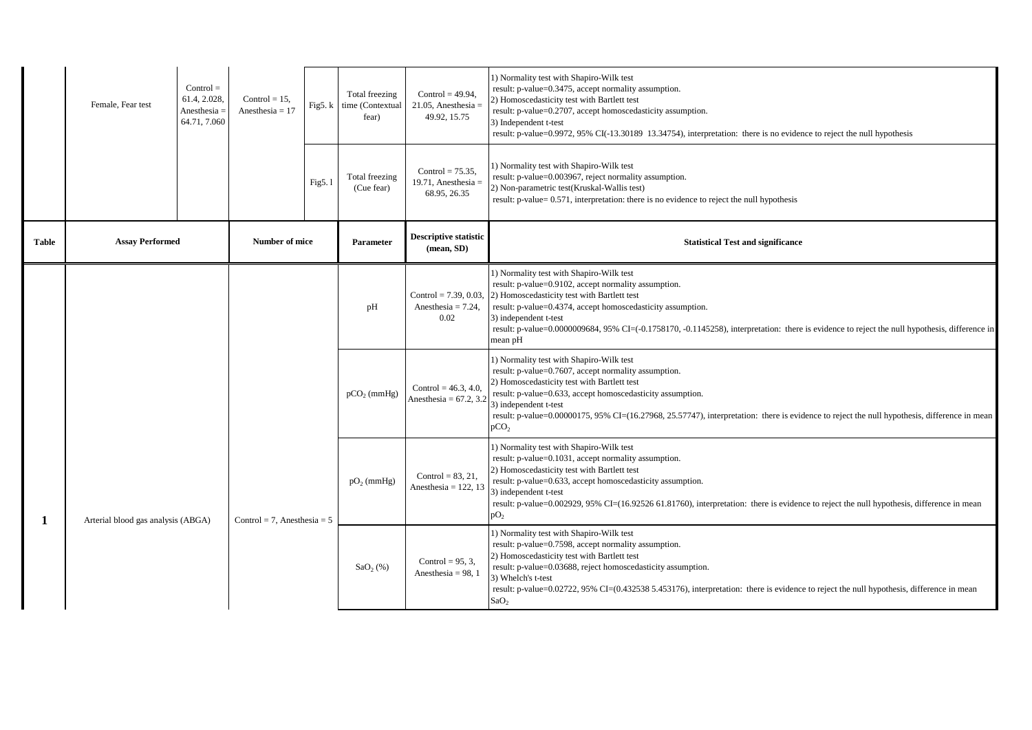| | Female, Fear test | Control = 61.4, 2.028, Anesthesia = 64.71, 7.060 | Control = 15, Anesthesia = 17 | Fig5. k | Total freezing time (Contextual fear) | Control = 49.94, 21.05, Anesthesia = 49.92, 15.75 | 1) Normality test with Shapiro-Wilk test<br>result: p-value=0.3475, accept normality assumption.<br>2) Homoscedasticity test with Bartlett test<br>result: p-value=0.2707, accept homoscedasticity assumption.<br>3) Independent t-test<br>result: p-value=0.9972, 95% CI(-13.30189 13.34754), interpretation: there is no evidence to reject the null hypothesis |
|---|---|---|---|---|---|---|---|
| | | | | Fig5. l | Total freezing (Cue fear) | Control = 75.35, 19.71, Anesthesia = 68.95, 26.35 | 1) Normality test with Shapiro-Wilk test<br>result: p-value=0.003967, reject normality assumption.<br>2) Non-parametric test(Kruskal-Wallis test)<br>result: p-value= 0.571, interpretation: there is no evidence to reject the null hypothesis |
| **Table** | **Assay Performed** | | **Number of mice** | | **Parameter** | **Descriptive statistic (mean, SD)** | **Statistical Test and significance** |
| **1** | Arterial blood gas analysis (ABGA) | | Control = 7, Anesthesia = 5 | | pH | Control = 7.39, 0.03, Anesthesia = 7.24, 0.02 | 1) Normality test with Shapiro-Wilk test<br>result: p-value=0.9102, accept normality assumption.<br>2) Homoscedasticity test with Bartlett test<br>result: p-value=0.4374, accept homoscedasticity assumption.<br>3) independent t-test<br>result: p-value=0.0000009684, 95% CI=(-0.1758170, -0.1145258), interpretation: there is evidence to reject the null hypothesis, difference in mean pH |
| | | | | | $pCO_2$ (mmHg) | Control = 46.3, 4.0, Anesthesia = 67.2, 3.2 | 1) Normality test with Shapiro-Wilk test<br>result: p-value=0.7607, accept normality assumption.<br>2) Homoscedasticity test with Bartlett test<br>result: p-value=0.633, accept homoscedasticity assumption.<br>3) independent t-test<br>result: p-value=0.00000175, 95% CI=(16.27968, 25.57747), interpretation: there is evidence to reject the null hypothesis, difference in mean $pCO_2$ |
| | | | | | $pO_2$ (mmHg) | Control = 83, 21, Anesthesia = 122, 13 | 1) Normality test with Shapiro-Wilk test<br>result: p-value=0.1031, accept normality assumption.<br>2) Homoscedasticity test with Bartlett test<br>result: p-value=0.633, accept homoscedasticity assumption.<br>3) independent t-test<br>result: p-value=0.002929, 95% CI=(16.92526 61.81760), interpretation: there is evidence to reject the null hypothesis, difference in mean $pO_2$ |
| | | | | | $SaO_2$ (%) | Control = 95, 3, Anesthesia = 98, 1 | 1) Normality test with Shapiro-Wilk test<br>result: p-value=0.7598, accept normality assumption.<br>2) Homoscedasticity test with Bartlett test<br>result: p-value=0.03688, reject homoscedasticity assumption.<br>3) Whelch's t-test<br>result: p-value=0.02722, 95% CI=(0.432538 5.453176), interpretation: there is evidence to reject the null hypothesis, difference in mean $SaO_2$ |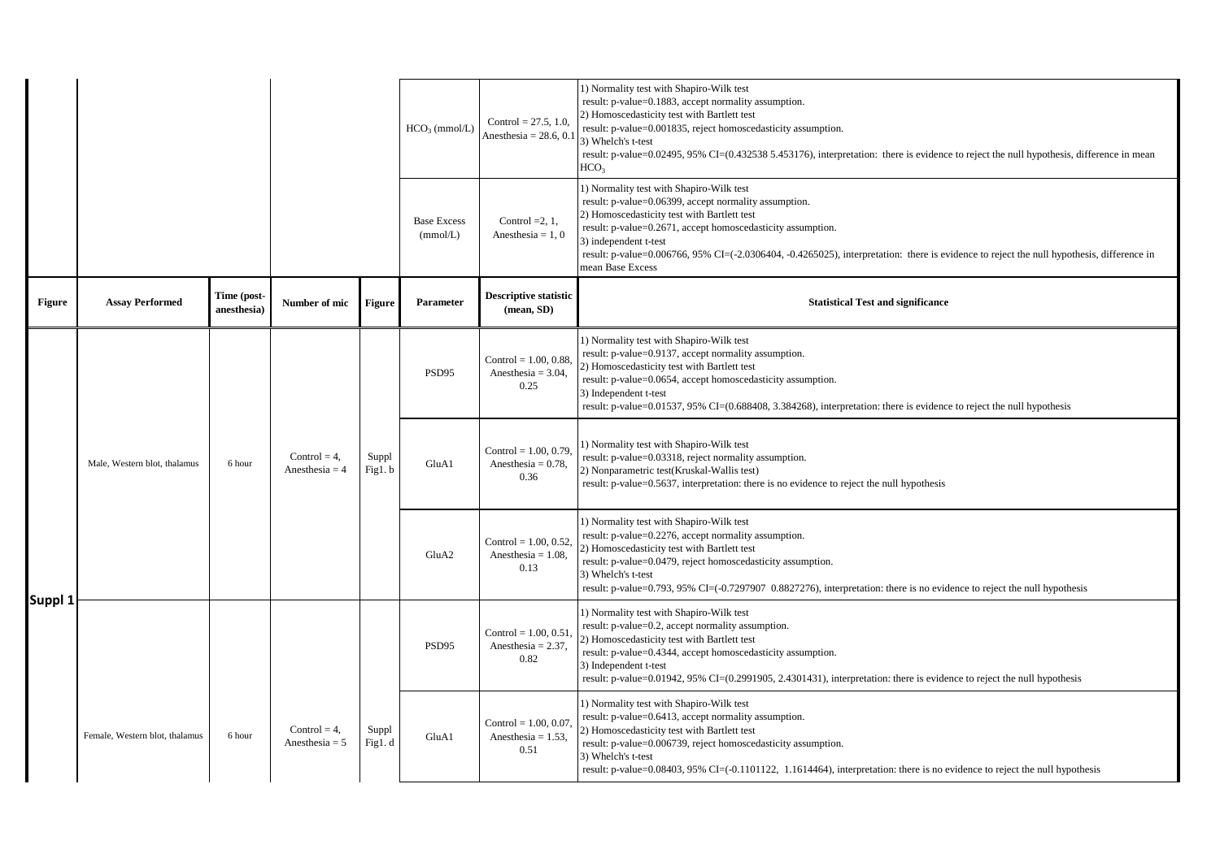| | | | | | Parameter | Descriptive statistic (mean, SD) | Statistical Test and significance |
|---|---|---|---|---|---|---|---|
| | | | | | $HCO_3$ (mmol/L) | Control = 27.5, 1.0, Anesthesia = 28.6, 0.1 | 1) Normality test with Shapiro-Wilk test result: p-value=0.1883, accept normality assumption. 2) Homoscedasticity test with Bartlett test result: p-value=0.001835, reject homoscedasticity assumption. 3) Whelch's t-test result: p-value=0.02495, 95% CI=(0.432538 5.453176), interpretation: there is evidence to reject the null hypothesis, difference in mean $HCO_3$ |
| | | | | | Base Excess (mmol/L) | Control =2, 1, Anesthesia = 1, 0 | 1) Normality test with Shapiro-Wilk test result: p-value=0.06399, accept normality assumption. 2) Homoscedasticity test with Bartlett test result: p-value=0.2671, accept homoscedasticity assumption. 3) independent t-test result: p-value=0.006766, 95% CI=(-2.0306404, -0.4265025), interpretation: there is evidence to reject the null hypothesis, difference in mean Base Excess |
| **Figure** | **Assay Performed** | **Time (post-anesthesia)** | **Number of mic** | **Figure** | **Parameter** | **Descriptive statistic (mean, SD)** | **Statistical Test and significance** |
| Suppl 1 | Male, Western blot, thalamus | 6 hour | Control = 4, Anesthesia = 4 | Suppl Fig1. b | PSD95 | Control = 1.00, 0.88, Anesthesia = 3.04, 0.25 | 1) Normality test with Shapiro-Wilk test result: p-value=0.9137, accept normality assumption. 2) Homoscedasticity test with Bartlett test result: p-value=0.0654, accept homoscedasticity assumption. 3) Independent t-test result: p-value=0.01537, 95% CI=(0.688408, 3.384268), interpretation: there is evidence to reject the null hypothesis |
| | | | | | GluA1 | Control = 1.00, 0.79, Anesthesia = 0.78, 0.36 | 1) Normality test with Shapiro-Wilk test result: p-value=0.03318, reject normality assumption. 2) Nonparametric test(Kruskal-Wallis test) result: p-value=0.5637, interpretation: there is no evidence to reject the null hypothesis |
| | | | | | GluA2 | Control = 1.00, 0.52, Anesthesia = 1.08, 0.13 | 1) Normality test with Shapiro-Wilk test result: p-value=0.2276, accept normality assumption. 2) Homoscedasticity test with Bartlett test result: p-value=0.0479, reject homoscedasticity assumption. 3) Whelch's t-test result: p-value=0.793, 95% CI=(-0.7297907 0.8827276), interpretation: there is no evidence to reject the null hypothesis |
| | Female, Western blot, thalamus | 6 hour | Control = 4, Anesthesia = 5 | Suppl Fig1. d | PSD95 | Control = 1.00, 0.51, Anesthesia = 2.37, 0.82 | 1) Normality test with Shapiro-Wilk test result: p-value=0.2, accept normality assumption. 2) Homoscedasticity test with Bartlett test result: p-value=0.4344, accept homoscedasticity assumption. 3) Independent t-test result: p-value=0.01942, 95% CI=(0.2991905, 2.4301431), interpretation: there is evidence to reject the null hypothesis |
| | | | | | GluA1 | Control = 1.00, 0.07, Anesthesia = 1.53, 0.51 | 1) Normality test with Shapiro-Wilk test result: p-value=0.6413, accept normality assumption. 2) Homoscedasticity test with Bartlett test result: p-value=0.006739, reject homoscedasticity assumption. 3) Whelch's t-test result: p-value=0.08403, 95% CI=(-0.1101122, 1.1614464), interpretation: there is no evidence to reject the null hypothesis |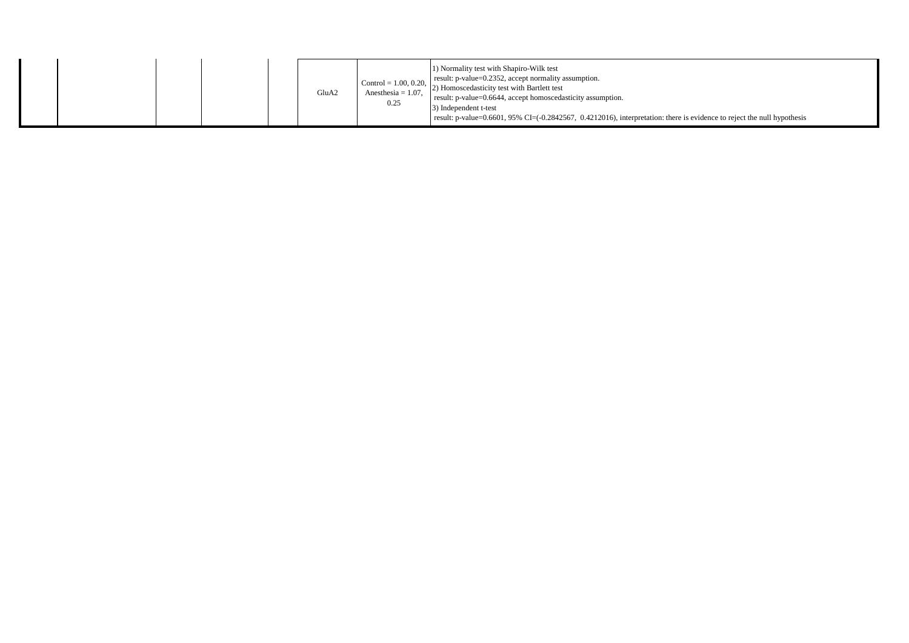| | | | | | | | |
|---|---|---|---|---|---|---|---|
| | | | | | GluA2 | Control = 1.00, 0.20, Anesthesia = 1.07, 0.25 | 1) Normality test with Shapiro-Wilk test<br>result: p-value=0.2352, accept normality assumption.<br>2) Homoscedasticity test with Bartlett test<br>result: p-value=0.6644, accept homoscedasticity assumption.<br>3) Independent t-test<br>result: p-value=0.6601, 95% CI=(-0.2842567, 0.4212016), interpretation: there is evidence to reject the null hypothesis |